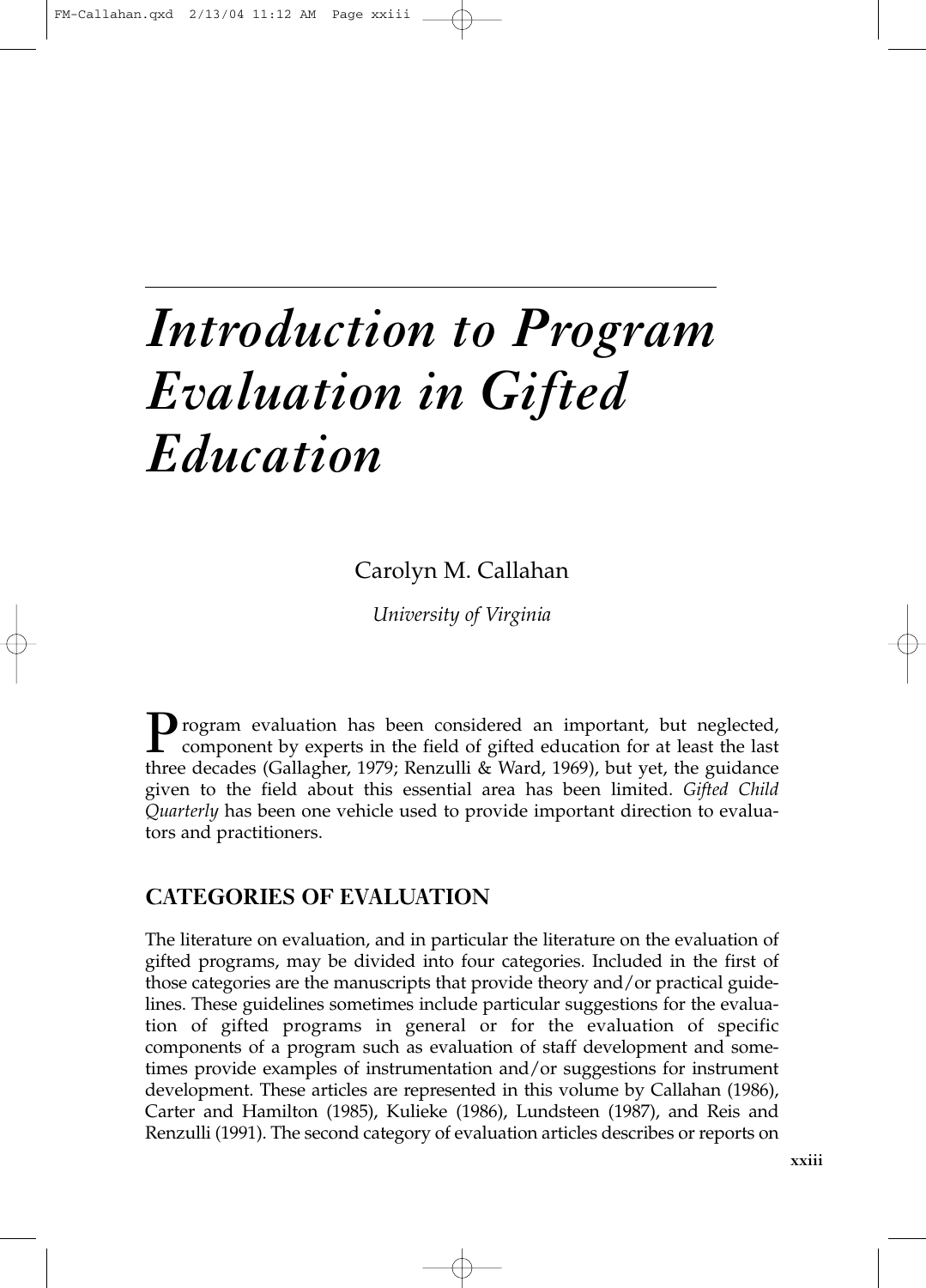# *Introduction to Program Evaluation in Gifted Education*

Carolyn M. Callahan

*University of Virginia*

Program evaluation has been considered an important, but neglected, component by experts in the field of gifted education for at least the last three decades (Gallagher, 1979; Renzulli & Ward, 1969), but yet, the guidance given to the field about this essential area has been limited. *Gifted Child Quarterly* has been one vehicle used to provide important direction to evaluators and practitioners.

## CATEGORIES OF EVALUATION

The literature on evaluation, and in particular the literature on the evaluation of gifted programs, may be divided into four categories. Included in the first of those categories are the manuscripts that provide theory and/or practical guidelines. These guidelines sometimes include particular suggestions for the evaluation of gifted programs in general or for the evaluation of specific components of a program such as evaluation of staff development and sometimes provide examples of instrumentation and/or suggestions for instrument development. These articles are represented in this volume by Callahan (1986), Carter and Hamilton (1985), Kulieke (1986), Lundsteen (1987), and Reis and Renzulli (1991). The second category of evaluation articles describes or reports on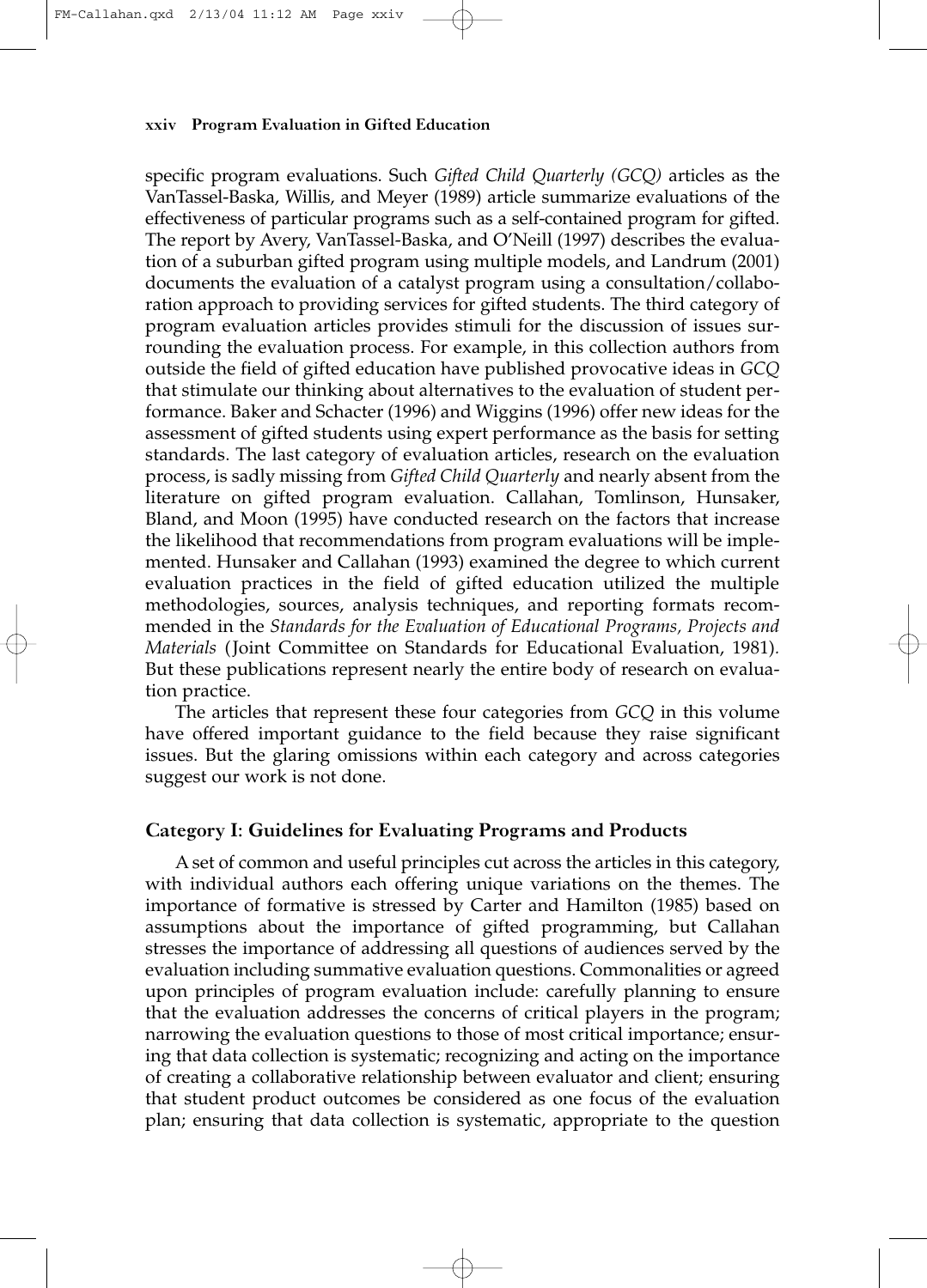specific program evaluations. Such *Gifted Child Quarterly (GCQ)* articles as the VanTassel-Baska, Willis, and Meyer (1989) article summarize evaluations of the effectiveness of particular programs such as a self-contained program for gifted. The report by Avery, VanTassel-Baska, and O'Neill (1997) describes the evaluation of a suburban gifted program using multiple models, and Landrum (2001) documents the evaluation of a catalyst program using a consultation/collaboration approach to providing services for gifted students. The third category of program evaluation articles provides stimuli for the discussion of issues surrounding the evaluation process. For example, in this collection authors from outside the field of gifted education have published provocative ideas in *GCQ* that stimulate our thinking about alternatives to the evaluation of student performance. Baker and Schacter (1996) and Wiggins (1996) offer new ideas for the assessment of gifted students using expert performance as the basis for setting standards. The last category of evaluation articles, research on the evaluation process, is sadly missing from *Gifted Child Quarterly* and nearly absent from the literature on gifted program evaluation. Callahan, Tomlinson, Hunsaker, Bland, and Moon (1995) have conducted research on the factors that increase the likelihood that recommendations from program evaluations will be implemented. Hunsaker and Callahan (1993) examined the degree to which current evaluation practices in the field of gifted education utilized the multiple methodologies, sources, analysis techniques, and reporting formats recommended in the *Standards for the Evaluation of Educational Programs, Projects and Materials* (Joint Committee on Standards for Educational Evaluation, 1981). But these publications represent nearly the entire body of research on evaluation practice.

The articles that represent these four categories from *GCQ* in this volume have offered important guidance to the field because they raise significant issues. But the glaring omissions within each category and across categories suggest our work is not done.

### Category I: Guidelines for Evaluating Programs and Products

A set of common and useful principles cut across the articles in this category, with individual authors each offering unique variations on the themes. The importance of formative is stressed by Carter and Hamilton (1985) based on assumptions about the importance of gifted programming, but Callahan stresses the importance of addressing all questions of audiences served by the evaluation including summative evaluation questions. Commonalities or agreed upon principles of program evaluation include: carefully planning to ensure that the evaluation addresses the concerns of critical players in the program; narrowing the evaluation questions to those of most critical importance; ensuring that data collection is systematic; recognizing and acting on the importance of creating a collaborative relationship between evaluator and client; ensuring that student product outcomes be considered as one focus of the evaluation plan; ensuring that data collection is systematic, appropriate to the question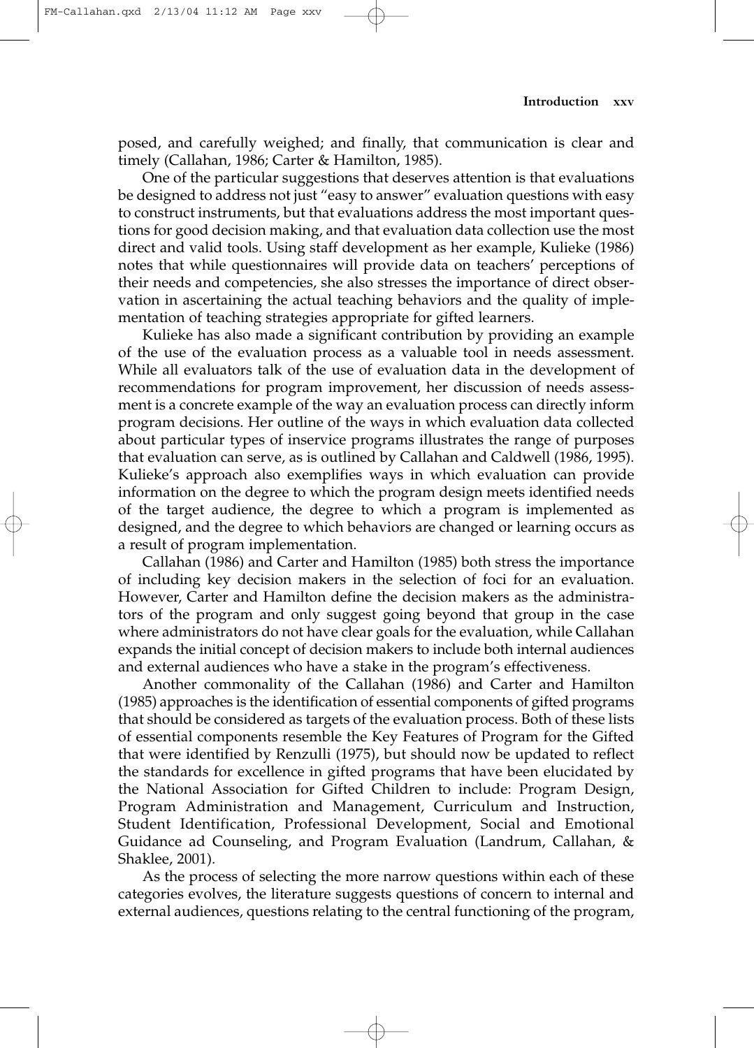posed, and carefully weighed; and finally, that communication is clear and timely (Callahan, 1986; Carter & Hamilton, 1985).

One of the particular suggestions that deserves attention is that evaluations be designed to address not just "easy to answer" evaluation questions with easy to construct instruments, but that evaluations address the most important questions for good decision making, and that evaluation data collection use the most direct and valid tools. Using staff development as her example, Kulieke (1986) notes that while questionnaires will provide data on teachers' perceptions of their needs and competencies, she also stresses the importance of direct observation in ascertaining the actual teaching behaviors and the quality of implementation of teaching strategies appropriate for gifted learners.

Kulieke has also made a significant contribution by providing an example of the use of the evaluation process as a valuable tool in needs assessment. While all evaluators talk of the use of evaluation data in the development of recommendations for program improvement, her discussion of needs assessment is a concrete example of the way an evaluation process can directly inform program decisions. Her outline of the ways in which evaluation data collected about particular types of inservice programs illustrates the range of purposes that evaluation can serve, as is outlined by Callahan and Caldwell (1986, 1995). Kulieke's approach also exemplifies ways in which evaluation can provide information on the degree to which the program design meets identified needs of the target audience, the degree to which a program is implemented as designed, and the degree to which behaviors are changed or learning occurs as a result of program implementation.

Callahan (1986) and Carter and Hamilton (1985) both stress the importance of including key decision makers in the selection of foci for an evaluation. However, Carter and Hamilton define the decision makers as the administrators of the program and only suggest going beyond that group in the case where administrators do not have clear goals for the evaluation, while Callahan expands the initial concept of decision makers to include both internal audiences and external audiences who have a stake in the program's effectiveness.

Another commonality of the Callahan (1986) and Carter and Hamilton (1985) approaches is the identification of essential components of gifted programs that should be considered as targets of the evaluation process. Both of these lists of essential components resemble the Key Features of Program for the Gifted that were identified by Renzulli (1975), but should now be updated to reflect the standards for excellence in gifted programs that have been elucidated by the National Association for Gifted Children to include: Program Design, Program Administration and Management, Curriculum and Instruction, Student Identification, Professional Development, Social and Emotional Guidance ad Counseling, and Program Evaluation (Landrum, Callahan, & Shaklee, 2001).

As the process of selecting the more narrow questions within each of these categories evolves, the literature suggests questions of concern to internal and external audiences, questions relating to the central functioning of the program,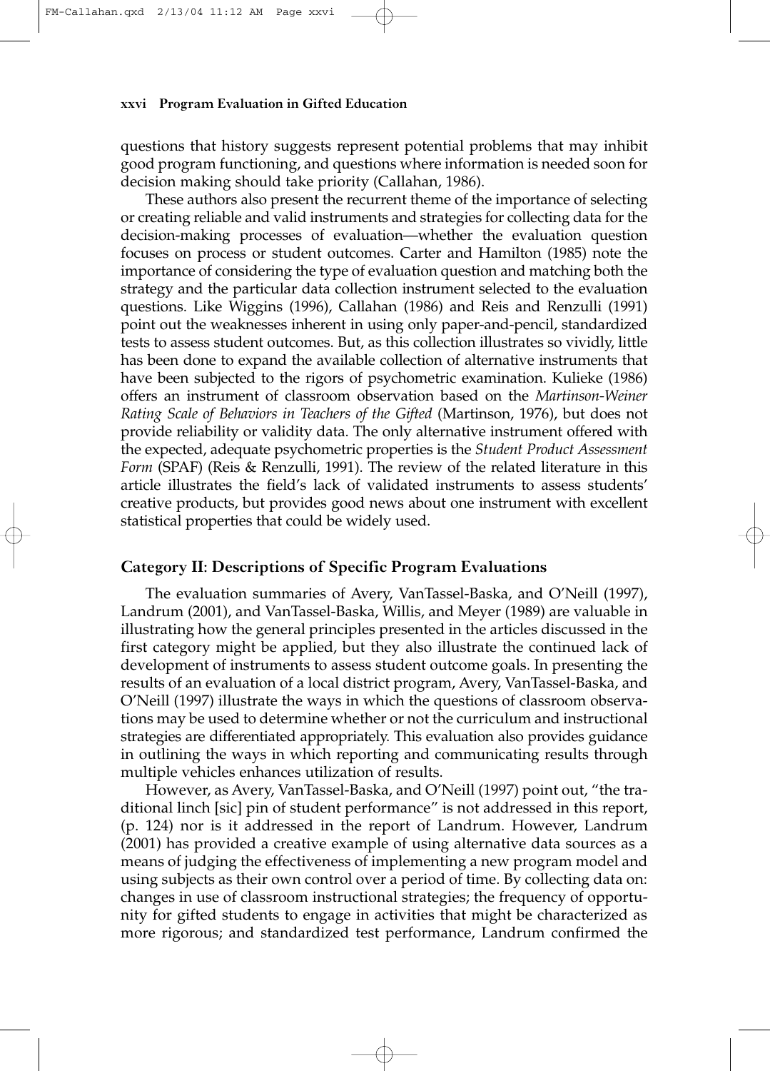questions that history suggests represent potential problems that may inhibit good program functioning, and questions where information is needed soon for decision making should take priority (Callahan, 1986).

These authors also present the recurrent theme of the importance of selecting or creating reliable and valid instruments and strategies for collecting data for the decision-making processes of evaluation—whether the evaluation question focuses on process or student outcomes. Carter and Hamilton (1985) note the importance of considering the type of evaluation question and matching both the strategy and the particular data collection instrument selected to the evaluation questions. Like Wiggins (1996), Callahan (1986) and Reis and Renzulli (1991) point out the weaknesses inherent in using only paper-and-pencil, standardized tests to assess student outcomes. But, as this collection illustrates so vividly, little has been done to expand the available collection of alternative instruments that have been subjected to the rigors of psychometric examination. Kulieke (1986) offers an instrument of classroom observation based on the *Martinson-Weiner Rating Scale of Behaviors in Teachers of the Gifted* (Martinson, 1976), but does not provide reliability or validity data. The only alternative instrument offered with the expected, adequate psychometric properties is the *Student Product Assessment Form* (SPAF) (Reis & Renzulli, 1991). The review of the related literature in this article illustrates the field's lack of validated instruments to assess students' creative products, but provides good news about one instrument with excellent statistical properties that could be widely used.

### Category II: Descriptions of Specific Program Evaluations

The evaluation summaries of Avery, VanTassel-Baska, and O'Neill (1997), Landrum (2001), and VanTassel-Baska, Willis, and Meyer (1989) are valuable in illustrating how the general principles presented in the articles discussed in the first category might be applied, but they also illustrate the continued lack of development of instruments to assess student outcome goals. In presenting the results of an evaluation of a local district program, Avery, VanTassel-Baska, and O'Neill (1997) illustrate the ways in which the questions of classroom observations may be used to determine whether or not the curriculum and instructional strategies are differentiated appropriately. This evaluation also provides guidance in outlining the ways in which reporting and communicating results through multiple vehicles enhances utilization of results.

However, as Avery, VanTassel-Baska, and O'Neill (1997) point out, "the traditional linch [sic] pin of student performance" is not addressed in this report, (p. 124) nor is it addressed in the report of Landrum. However, Landrum (2001) has provided a creative example of using alternative data sources as a means of judging the effectiveness of implementing a new program model and using subjects as their own control over a period of time. By collecting data on: changes in use of classroom instructional strategies; the frequency of opportunity for gifted students to engage in activities that might be characterized as more rigorous; and standardized test performance, Landrum confirmed the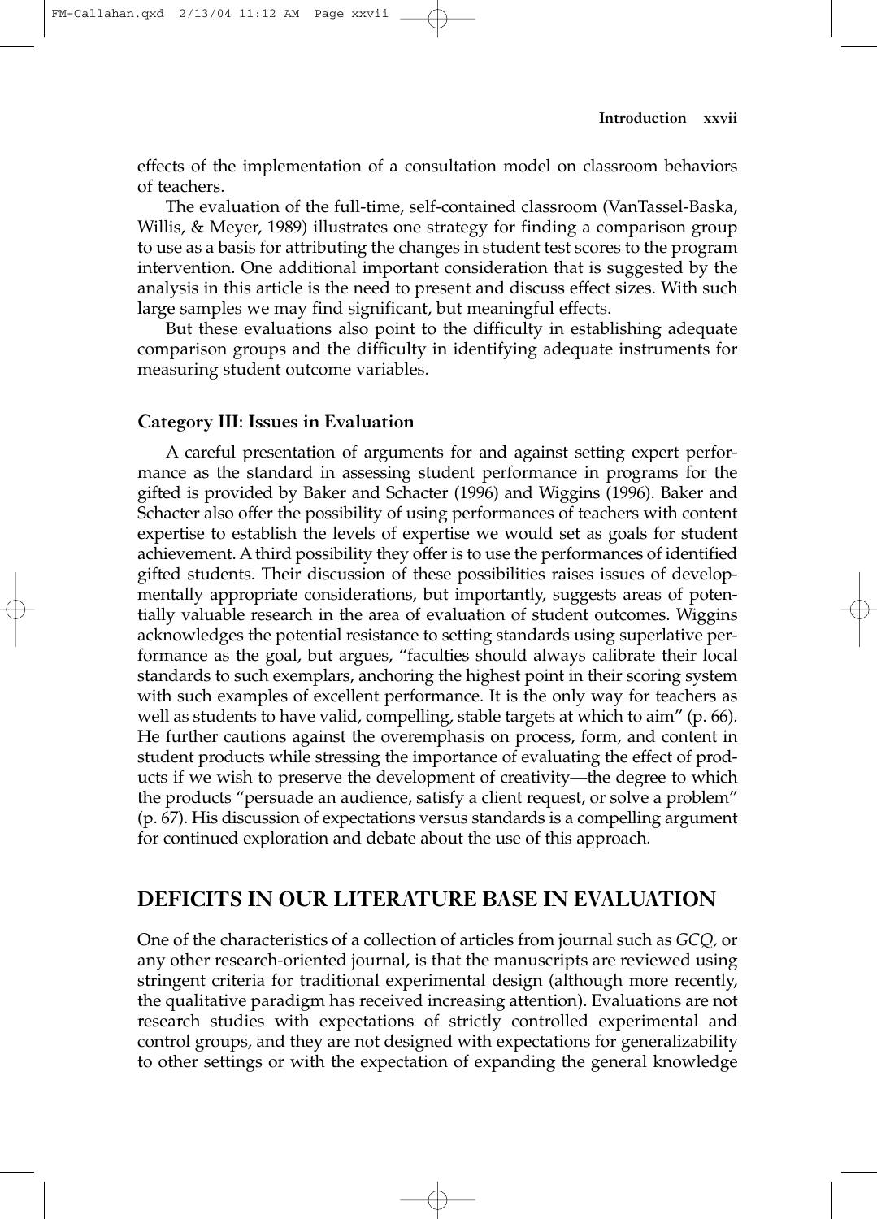effects of the implementation of a consultation model on classroom behaviors of teachers.

The evaluation of the full-time, self-contained classroom (VanTassel-Baska, Willis, & Meyer, 1989) illustrates one strategy for finding a comparison group to use as a basis for attributing the changes in student test scores to the program intervention. One additional important consideration that is suggested by the analysis in this article is the need to present and discuss effect sizes. With such large samples we may find significant, but meaningful effects.

But these evaluations also point to the difficulty in establishing adequate comparison groups and the difficulty in identifying adequate instruments for measuring student outcome variables.

### Category III: Issues in Evaluation

A careful presentation of arguments for and against setting expert performance as the standard in assessing student performance in programs for the gifted is provided by Baker and Schacter (1996) and Wiggins (1996). Baker and Schacter also offer the possibility of using performances of teachers with content expertise to establish the levels of expertise we would set as goals for student achievement. A third possibility they offer is to use the performances of identified gifted students. Their discussion of these possibilities raises issues of developmentally appropriate considerations, but importantly, suggests areas of potentially valuable research in the area of evaluation of student outcomes. Wiggins acknowledges the potential resistance to setting standards using superlative performance as the goal, but argues, "faculties should always calibrate their local standards to such exemplars, anchoring the highest point in their scoring system with such examples of excellent performance. It is the only way for teachers as well as students to have valid, compelling, stable targets at which to aim" (p. 66). He further cautions against the overemphasis on process, form, and content in student products while stressing the importance of evaluating the effect of products if we wish to preserve the development of creativity—the degree to which the products "persuade an audience, satisfy a client request, or solve a problem" (p. 67). His discussion of expectations versus standards is a compelling argument for continued exploration and debate about the use of this approach.

## DEFICITS IN OUR LITERATURE BASE IN EVALUATION

One of the characteristics of a collection of articles from journal such as *GCQ*, or any other research-oriented journal, is that the manuscripts are reviewed using stringent criteria for traditional experimental design (although more recently, the qualitative paradigm has received increasing attention). Evaluations are not research studies with expectations of strictly controlled experimental and control groups, and they are not designed with expectations for generalizability to other settings or with the expectation of expanding the general knowledge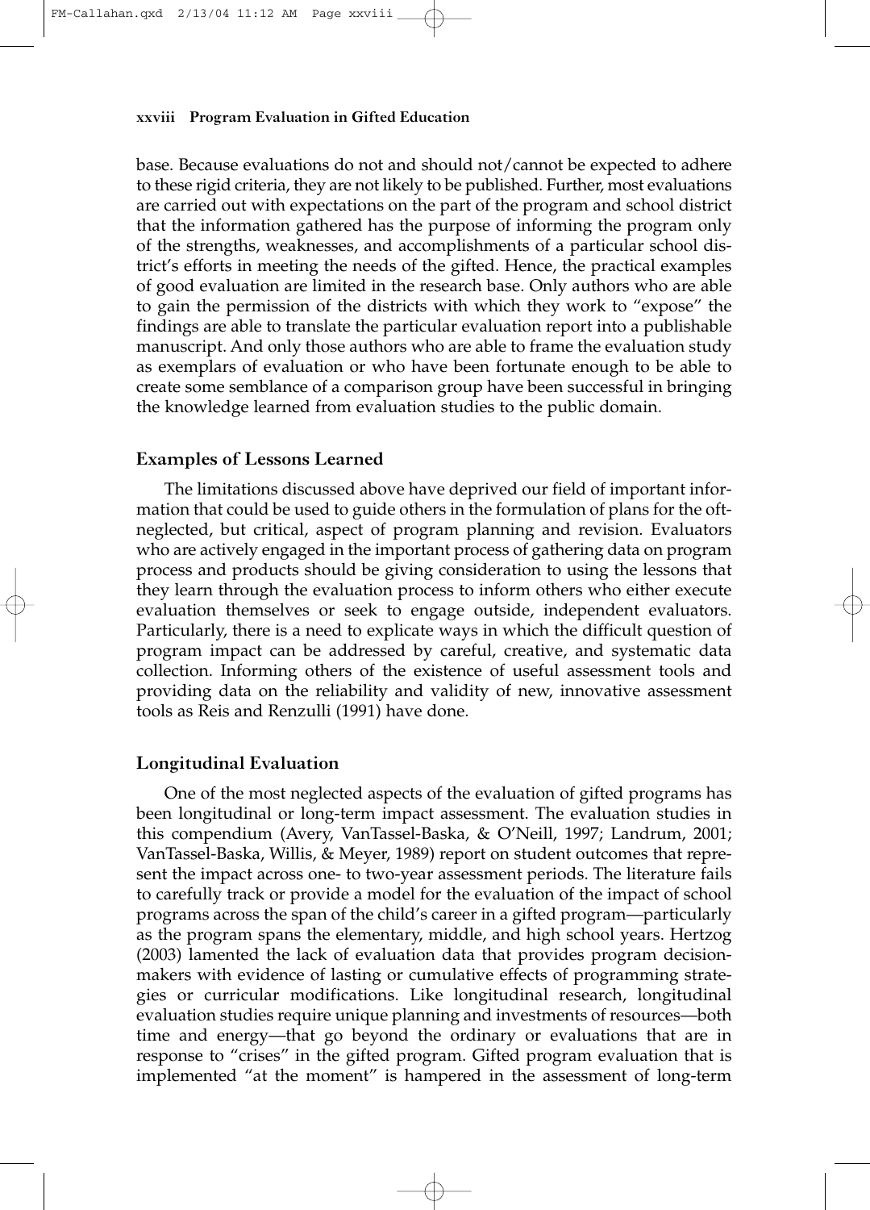base. Because evaluations do not and should not/cannot be expected to adhere to these rigid criteria, they are not likely to be published. Further, most evaluations are carried out with expectations on the part of the program and school district that the information gathered has the purpose of informing the program only of the strengths, weaknesses, and accomplishments of a particular school district's efforts in meeting the needs of the gifted. Hence, the practical examples of good evaluation are limited in the research base. Only authors who are able to gain the permission of the districts with which they work to "expose" the findings are able to translate the particular evaluation report into a publishable manuscript. And only those authors who are able to frame the evaluation study as exemplars of evaluation or who have been fortunate enough to be able to create some semblance of a comparison group have been successful in bringing the knowledge learned from evaluation studies to the public domain.

### Examples of Lessons Learned

The limitations discussed above have deprived our field of important information that could be used to guide others in the formulation of plans for the oft-neglected, but critical, aspect of program planning and revision. Evaluators who are actively engaged in the important process of gathering data on program process and products should be giving consideration to using the lessons that they learn through the evaluation process to inform others who either execute evaluation themselves or seek to engage outside, independent evaluators. Particularly, there is a need to explicate ways in which the difficult question of program impact can be addressed by careful, creative, and systematic data collection. Informing others of the existence of useful assessment tools and providing data on the reliability and validity of new, innovative assessment tools as Reis and Renzulli (1991) have done.

### Longitudinal Evaluation

One of the most neglected aspects of the evaluation of gifted programs has been longitudinal or long-term impact assessment. The evaluation studies in this compendium (Avery, VanTassel-Baska, & O'Neill, 1997; Landrum, 2001; VanTassel-Baska, Willis, & Meyer, 1989) report on student outcomes that represent the impact across one- to two-year assessment periods. The literature fails to carefully track or provide a model for the evaluation of the impact of school programs across the span of the child's career in a gifted program—particularly as the program spans the elementary, middle, and high school years. Hertzog (2003) lamented the lack of evaluation data that provides program decision-makers with evidence of lasting or cumulative effects of programming strategies or curricular modifications. Like longitudinal research, longitudinal evaluation studies require unique planning and investments of resources—both time and energy—that go beyond the ordinary or evaluations that are in response to "crises" in the gifted program. Gifted program evaluation that is implemented "at the moment" is hampered in the assessment of long-term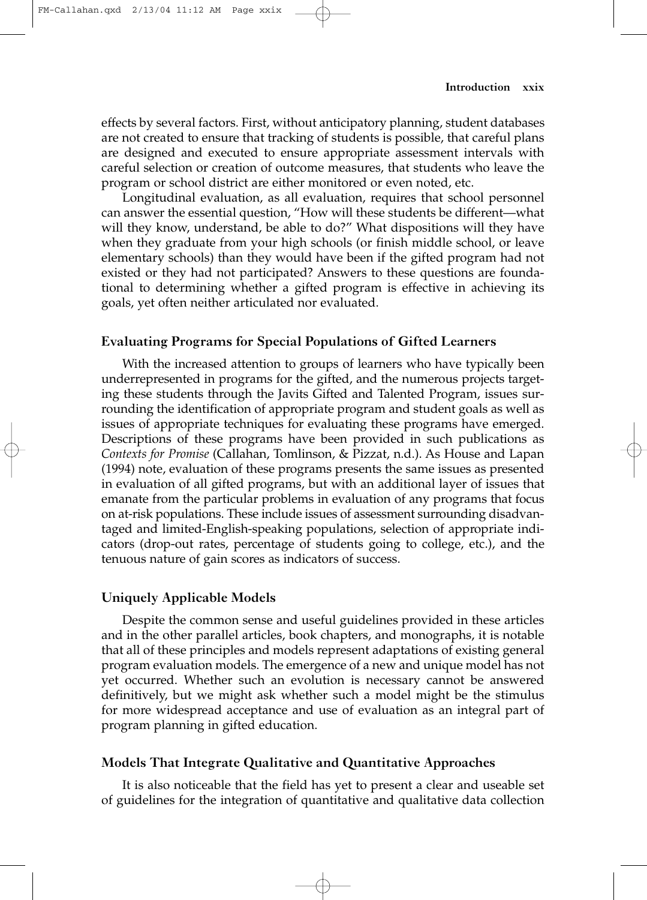effects by several factors. First, without anticipatory planning, student databases are not created to ensure that tracking of students is possible, that careful plans are designed and executed to ensure appropriate assessment intervals with careful selection or creation of outcome measures, that students who leave the program or school district are either monitored or even noted, etc.

Longitudinal evaluation, as all evaluation, requires that school personnel can answer the essential question, "How will these students be different—what will they know, understand, be able to do?" What dispositions will they have when they graduate from your high schools (or finish middle school, or leave elementary schools) than they would have been if the gifted program had not existed or they had not participated? Answers to these questions are foundational to determining whether a gifted program is effective in achieving its goals, yet often neither articulated nor evaluated.

### Evaluating Programs for Special Populations of Gifted Learners

With the increased attention to groups of learners who have typically been underrepresented in programs for the gifted, and the numerous projects targeting these students through the Javits Gifted and Talented Program, issues surrounding the identification of appropriate program and student goals as well as issues of appropriate techniques for evaluating these programs have emerged. Descriptions of these programs have been provided in such publications as *Contexts for Promise* (Callahan, Tomlinson, & Pizzat, n.d.). As House and Lapan (1994) note, evaluation of these programs presents the same issues as presented in evaluation of all gifted programs, but with an additional layer of issues that emanate from the particular problems in evaluation of any programs that focus on at-risk populations. These include issues of assessment surrounding disadvantaged and limited-English-speaking populations, selection of appropriate indicators (drop-out rates, percentage of students going to college, etc.), and the tenuous nature of gain scores as indicators of success.

### Uniquely Applicable Models

Despite the common sense and useful guidelines provided in these articles and in the other parallel articles, book chapters, and monographs, it is notable that all of these principles and models represent adaptations of existing general program evaluation models. The emergence of a new and unique model has not yet occurred. Whether such an evolution is necessary cannot be answered definitively, but we might ask whether such a model might be the stimulus for more widespread acceptance and use of evaluation as an integral part of program planning in gifted education.

### Models That Integrate Qualitative and Quantitative Approaches

It is also noticeable that the field has yet to present a clear and useable set of guidelines for the integration of quantitative and qualitative data collection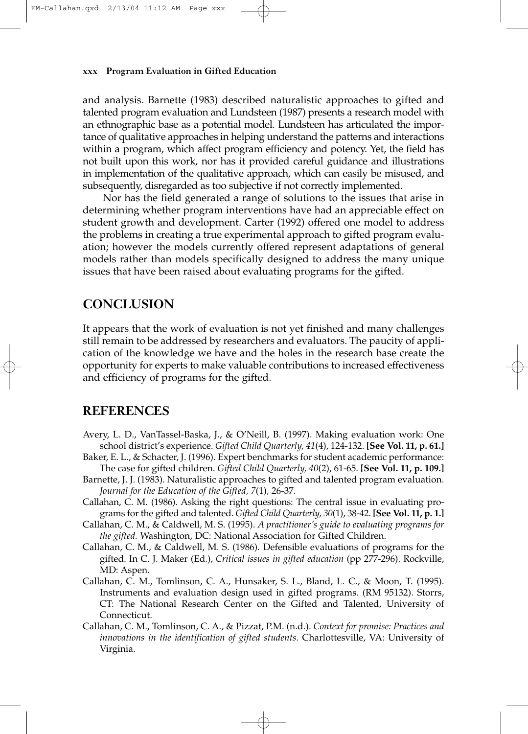and analysis. Barnette (1983) described naturalistic approaches to gifted and talented program evaluation and Lundsteen (1987) presents a research model with an ethnographic base as a potential model. Lundsteen has articulated the importance of qualitative approaches in helping understand the patterns and interactions within a program, which affect program efficiency and potency. Yet, the field has not built upon this work, nor has it provided careful guidance and illustrations in implementation of the qualitative approach, which can easily be misused, and subsequently, disregarded as too subjective if not correctly implemented.

Nor has the field generated a range of solutions to the issues that arise in determining whether program interventions have had an appreciable effect on student growth and development. Carter (1992) offered one model to address the problems in creating a true experimental approach to gifted program evaluation; however the models currently offered represent adaptations of general models rather than models specifically designed to address the many unique issues that have been raised about evaluating programs for the gifted.

## CONCLUSION

It appears that the work of evaluation is not yet finished and many challenges still remain to be addressed by researchers and evaluators. The paucity of application of the knowledge we have and the holes in the research base create the opportunity for experts to make valuable contributions to increased effectiveness and efficiency of programs for the gifted.

## REFERENCES

Avery, L. D., VanTassel-Baska, J., & O'Neill, B. (1997). Making evaluation work: One school district's experience. *Gifted Child Quarterly, 41*(4), 124-132. **[See Vol. 11, p. 61.]**

Baker, E. L., & Schacter, J. (1996). Expert benchmarks for student academic performance: The case for gifted children. *Gifted Child Quarterly, 40*(2), 61-65. **[See Vol. 11, p. 109.]**

Barnette, J. J. (1983). Naturalistic approaches to gifted and talented program evaluation. *Journal for the Education of the Gifted, 7*(1), 26-37.

Callahan, C. M. (1986). Asking the right questions: The central issue in evaluating programs for the gifted and talented. *Gifted Child Quarterly, 30*(1), 38-42. **[See Vol. 11, p. 1.]**

Callahan, C. M., & Caldwell, M. S. (1995). *A practitioner's guide to evaluating programs for the gifted.* Washington, DC: National Association for Gifted Children.

Callahan, C. M., & Caldwell, M. S. (1986). Defensible evaluations of programs for the gifted. In C. J. Maker (Ed.), *Critical issues in gifted education* (pp 277-296). Rockville, MD: Aspen.

Callahan, C. M., Tomlinson, C. A., Hunsaker, S. L., Bland, L. C., & Moon, T. (1995). Instruments and evaluation design used in gifted programs. (RM 95132). Storrs, CT: The National Research Center on the Gifted and Talented, University of Connecticut.

Callahan, C. M., Tomlinson, C. A., & Pizzat, P.M. (n.d.). *Context for promise: Practices and innovations in the identification of gifted students.* Charlottesville, VA: University of Virginia.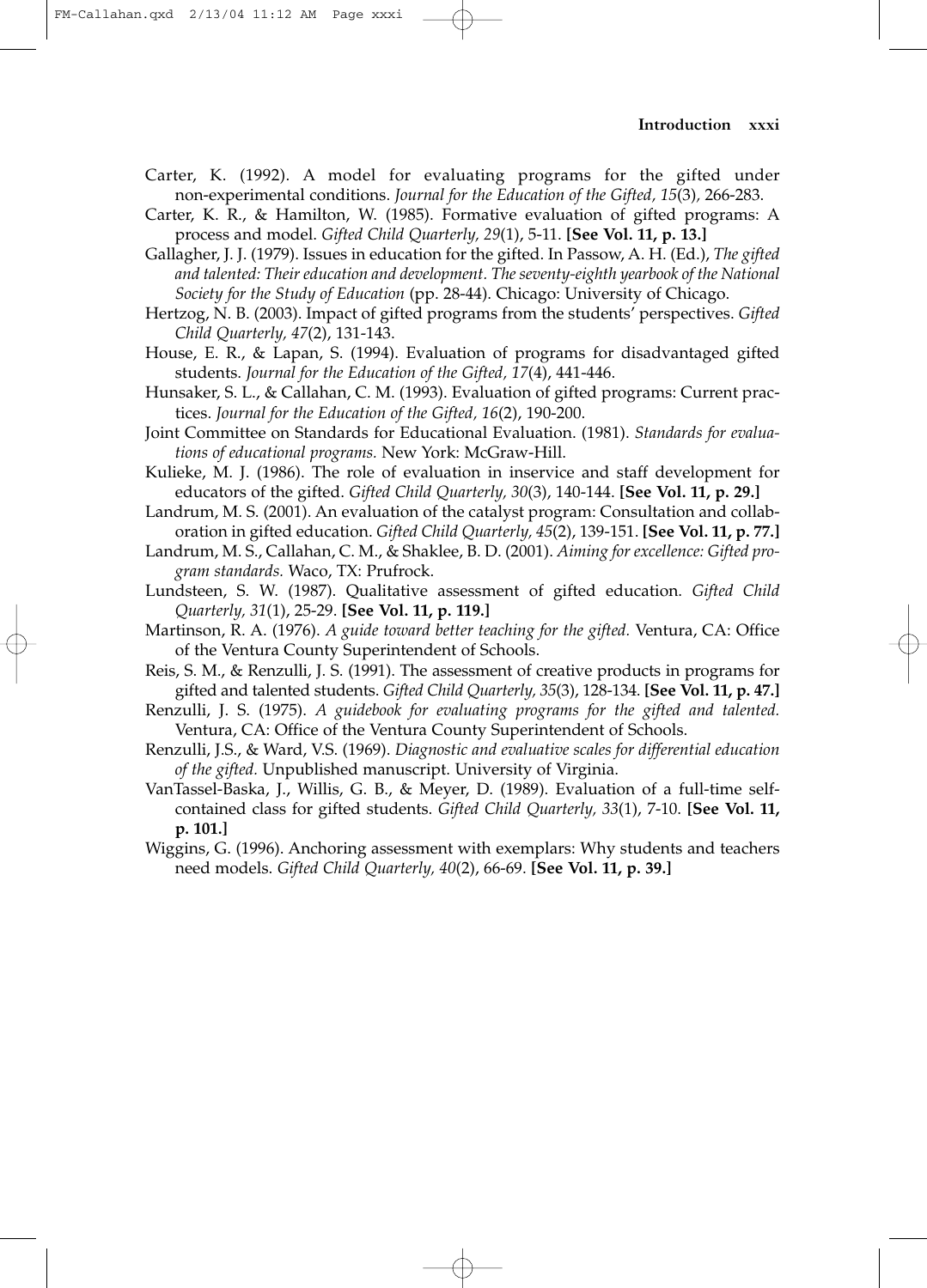Carter, K. (1992). A model for evaluating programs for the gifted under non-experimental conditions. *Journal for the Education of the Gifted, 15*(3), 266-283.

Carter, K. R., & Hamilton, W. (1985). Formative evaluation of gifted programs: A process and model. *Gifted Child Quarterly, 29*(1), 5-11. **[See Vol. 11, p. 13.]**

Gallagher, J. J. (1979). Issues in education for the gifted. In Passow, A. H. (Ed.), *The gifted and talented: Their education and development. The seventy-eighth yearbook of the National Society for the Study of Education* (pp. 28-44). Chicago: University of Chicago.

Hertzog, N. B. (2003). Impact of gifted programs from the students' perspectives. *Gifted Child Quarterly, 47*(2), 131-143.

House, E. R., & Lapan, S. (1994). Evaluation of programs for disadvantaged gifted students. *Journal for the Education of the Gifted, 17*(4), 441-446.

Hunsaker, S. L., & Callahan, C. M. (1993). Evaluation of gifted programs: Current practices. *Journal for the Education of the Gifted, 16*(2), 190-200.

Joint Committee on Standards for Educational Evaluation. (1981). *Standards for evaluations of educational programs.* New York: McGraw-Hill.

Kulieke, M. J. (1986). The role of evaluation in inservice and staff development for educators of the gifted. *Gifted Child Quarterly, 30*(3), 140-144. **[See Vol. 11, p. 29.]**

Landrum, M. S. (2001). An evaluation of the catalyst program: Consultation and collaboration in gifted education. *Gifted Child Quarterly, 45*(2), 139-151. **[See Vol. 11, p. 77.]**

Landrum, M. S., Callahan, C. M., & Shaklee, B. D. (2001). *Aiming for excellence: Gifted program standards.* Waco, TX: Prufrock.

Lundsteen, S. W. (1987). Qualitative assessment of gifted education. *Gifted Child Quarterly, 31*(1), 25-29. **[See Vol. 11, p. 119.]**

Martinson, R. A. (1976). *A guide toward better teaching for the gifted.* Ventura, CA: Office of the Ventura County Superintendent of Schools.

Reis, S. M., & Renzulli, J. S. (1991). The assessment of creative products in programs for gifted and talented students. *Gifted Child Quarterly, 35*(3), 128-134. **[See Vol. 11, p. 47.]**

Renzulli, J. S. (1975). *A guidebook for evaluating programs for the gifted and talented.* Ventura, CA: Office of the Ventura County Superintendent of Schools.

Renzulli, J.S., & Ward, V.S. (1969). *Diagnostic and evaluative scales for differential education of the gifted.* Unpublished manuscript. University of Virginia.

VanTassel-Baska, J., Willis, G. B., & Meyer, D. (1989). Evaluation of a full-time self-contained class for gifted students. *Gifted Child Quarterly, 33*(1), 7-10. **[See Vol. 11, p. 101.]**

Wiggins, G. (1996). Anchoring assessment with exemplars: Why students and teachers need models. *Gifted Child Quarterly, 40*(2), 66-69. **[See Vol. 11, p. 39.]**